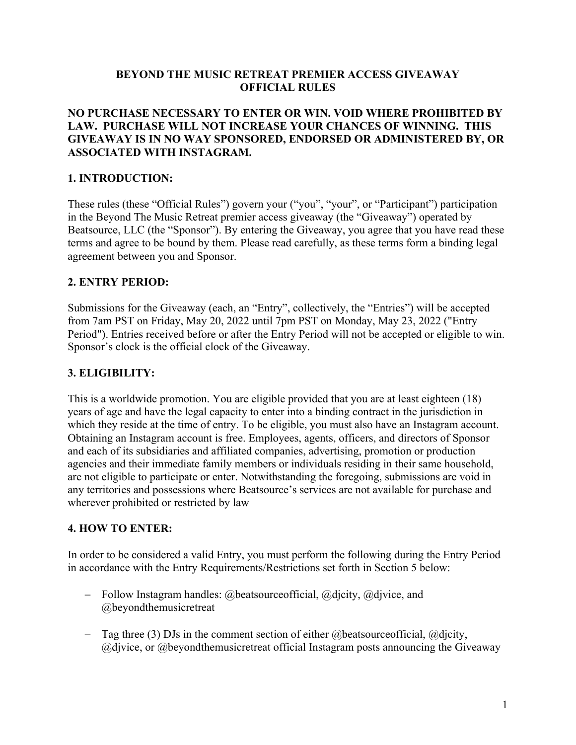# BEYOND THE MUSIC RETREAT PREMIER ACCESS GIVEAWAY OFFICIAL RULES

**NO PURCHASE NECESSARY TO ENTER OR WIN. VOID WHERE PROHIBITED BY LAW. PURCHASE WILL NOT INCREASE YOUR CHANCES OF WINNING. THIS GIVEAWAY IS IN NO WAY SPONSORED, ENDORSED OR ADMINISTERED BY, OR ASSOCIATED WITH INSTAGRAM.**

## 1. INTRODUCTION:

These rules (these "Official Rules") govern your ("you", "your", or "Participant") participation in the Beyond The Music Retreat premier access giveaway (the "Giveaway") operated by Beatsource, LLC (the "Sponsor"). By entering the Giveaway, you agree that you have read these terms and agree to be bound by them. Please read carefully, as these terms form a binding legal agreement between you and Sponsor.

## 2. ENTRY PERIOD:

Submissions for the Giveaway (each, an "Entry", collectively, the "Entries") will be accepted from 7am PST on Friday, May 20, 2022 until 7pm PST on Monday, May 23, 2022 ("Entry Period"). Entries received before or after the Entry Period will not be accepted or eligible to win. Sponsor's clock is the official clock of the Giveaway.

## 3. ELIGIBILITY:

This is a worldwide promotion. You are eligible provided that you are at least eighteen (18) years of age and have the legal capacity to enter into a binding contract in the jurisdiction in which they reside at the time of entry. To be eligible, you must also have an Instagram account. Obtaining an Instagram account is free. Employees, agents, officers, and directors of Sponsor and each of its subsidiaries and affiliated companies, advertising, promotion or production agencies and their immediate family members or individuals residing in their same household, are not eligible to participate or enter. Notwithstanding the foregoing, submissions are void in any territories and possessions where Beatsource's services are not available for purchase and wherever prohibited or restricted by law

## 4. HOW TO ENTER:

In order to be considered a valid Entry, you must perform the following during the Entry Period in accordance with the Entry Requirements/Restrictions set forth in Section 5 below:

- Follow Instagram handles: @beatsourceofficial, @djcity, @djvice, and @beyondthemusicretreat
- Tag three (3) DJs in the comment section of either @beatsourceofficial, @djcity, @djvice, or @beyondthemusicretreat official Instagram posts announcing the Giveaway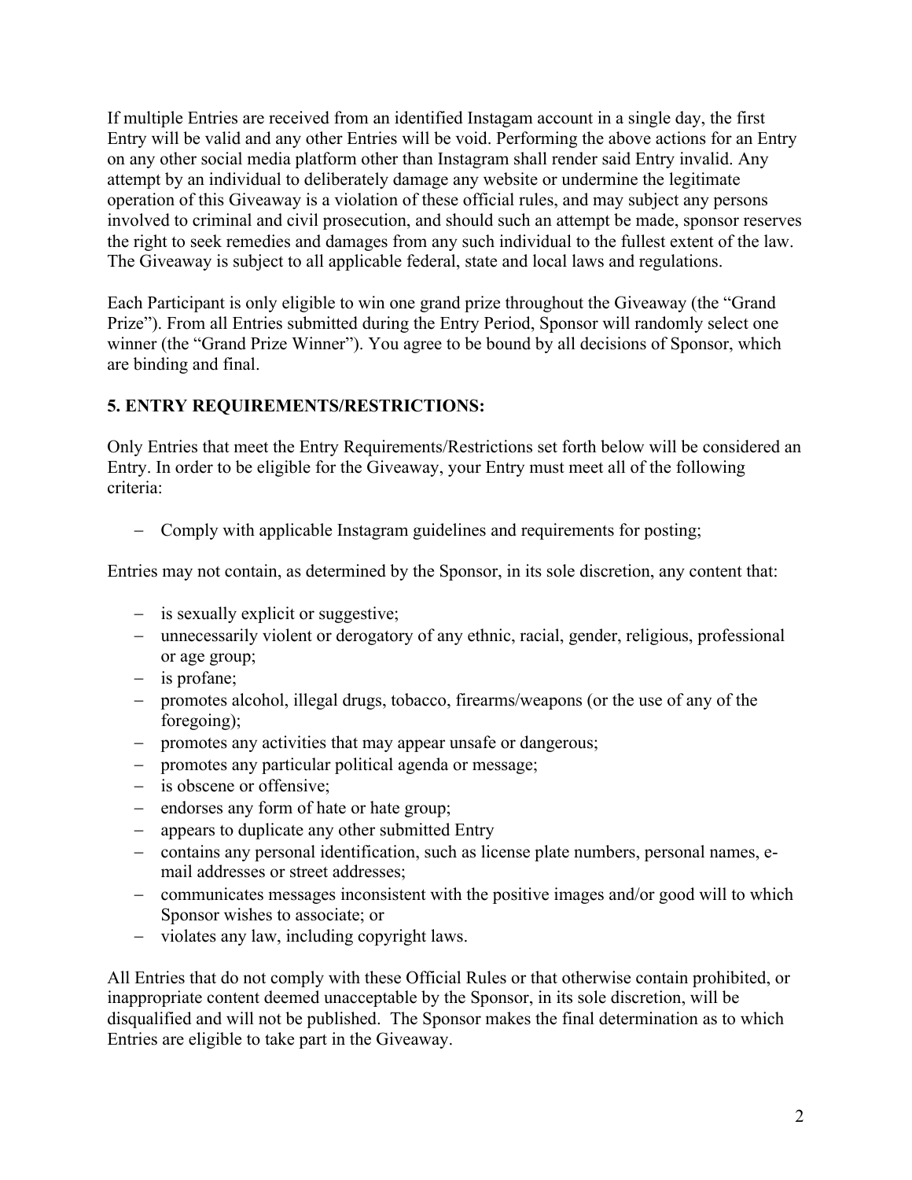If multiple Entries are received from an identified Instagam account in a single day, the first Entry will be valid and any other Entries will be void. Performing the above actions for an Entry on any other social media platform other than Instagram shall render said Entry invalid. Any attempt by an individual to deliberately damage any website or undermine the legitimate operation of this Giveaway is a violation of these official rules, and may subject any persons involved to criminal and civil prosecution, and should such an attempt be made, sponsor reserves the right to seek remedies and damages from any such individual to the fullest extent of the law. The Giveaway is subject to all applicable federal, state and local laws and regulations.

Each Participant is only eligible to win one grand prize throughout the Giveaway (the "Grand Prize"). From all Entries submitted during the Entry Period, Sponsor will randomly select one winner (the "Grand Prize Winner"). You agree to be bound by all decisions of Sponsor, which are binding and final.

## 5. ENTRY REQUIREMENTS/RESTRICTIONS:

Only Entries that meet the Entry Requirements/Restrictions set forth below will be considered an Entry. In order to be eligible for the Giveaway, your Entry must meet all of the following criteria:

- Comply with applicable Instagram guidelines and requirements for posting;

Entries may not contain, as determined by the Sponsor, in its sole discretion, any content that:

- is sexually explicit or suggestive;
- unnecessarily violent or derogatory of any ethnic, racial, gender, religious, professional or age group;
- is profane;
- promotes alcohol, illegal drugs, tobacco, firearms/weapons (or the use of any of the foregoing);
- promotes any activities that may appear unsafe or dangerous;
- promotes any particular political agenda or message;
- is obscene or offensive;
- endorses any form of hate or hate group;
- appears to duplicate any other submitted Entry
- contains any personal identification, such as license plate numbers, personal names, e-mail addresses or street addresses;
- communicates messages inconsistent with the positive images and/or good will to which Sponsor wishes to associate; or
- violates any law, including copyright laws.

All Entries that do not comply with these Official Rules or that otherwise contain prohibited, or inappropriate content deemed unacceptable by the Sponsor, in its sole discretion, will be disqualified and will not be published. The Sponsor makes the final determination as to which Entries are eligible to take part in the Giveaway.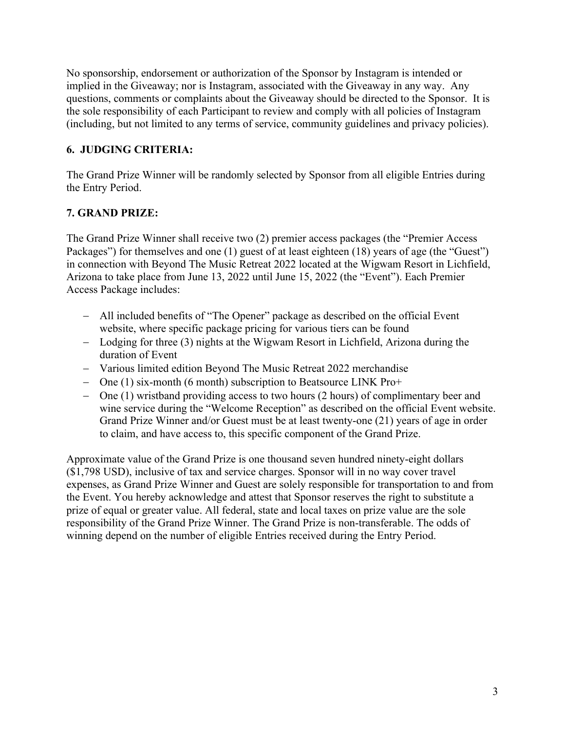No sponsorship, endorsement or authorization of the Sponsor by Instagram is intended or implied in the Giveaway; nor is Instagram, associated with the Giveaway in any way. Any questions, comments or complaints about the Giveaway should be directed to the Sponsor. It is the sole responsibility of each Participant to review and comply with all policies of Instagram (including, but not limited to any terms of service, community guidelines and privacy policies).

**6. JUDGING CRITERIA:**

The Grand Prize Winner will be randomly selected by Sponsor from all eligible Entries during the Entry Period.

**7. GRAND PRIZE:**

The Grand Prize Winner shall receive two (2) premier access packages (the "Premier Access Packages") for themselves and one (1) guest of at least eighteen (18) years of age (the "Guest") in connection with Beyond The Music Retreat 2022 located at the Wigwam Resort in Lichfield, Arizona to take place from June 13, 2022 until June 15, 2022 (the "Event"). Each Premier Access Package includes:

- All included benefits of "The Opener" package as described on the official Event website, where specific package pricing for various tiers can be found
- Lodging for three (3) nights at the Wigwam Resort in Lichfield, Arizona during the duration of Event
- Various limited edition Beyond The Music Retreat 2022 merchandise
- One (1) six-month (6 month) subscription to Beatsource LINK Pro+
- One (1) wristband providing access to two hours (2 hours) of complimentary beer and wine service during the "Welcome Reception" as described on the official Event website. Grand Prize Winner and/or Guest must be at least twenty-one (21) years of age in order to claim, and have access to, this specific component of the Grand Prize.

Approximate value of the Grand Prize is one thousand seven hundred ninety-eight dollars ($1,798 USD), inclusive of tax and service charges. Sponsor will in no way cover travel expenses, as Grand Prize Winner and Guest are solely responsible for transportation to and from the Event. You hereby acknowledge and attest that Sponsor reserves the right to substitute a prize of equal or greater value. All federal, state and local taxes on prize value are the sole responsibility of the Grand Prize Winner. The Grand Prize is non-transferable. The odds of winning depend on the number of eligible Entries received during the Entry Period.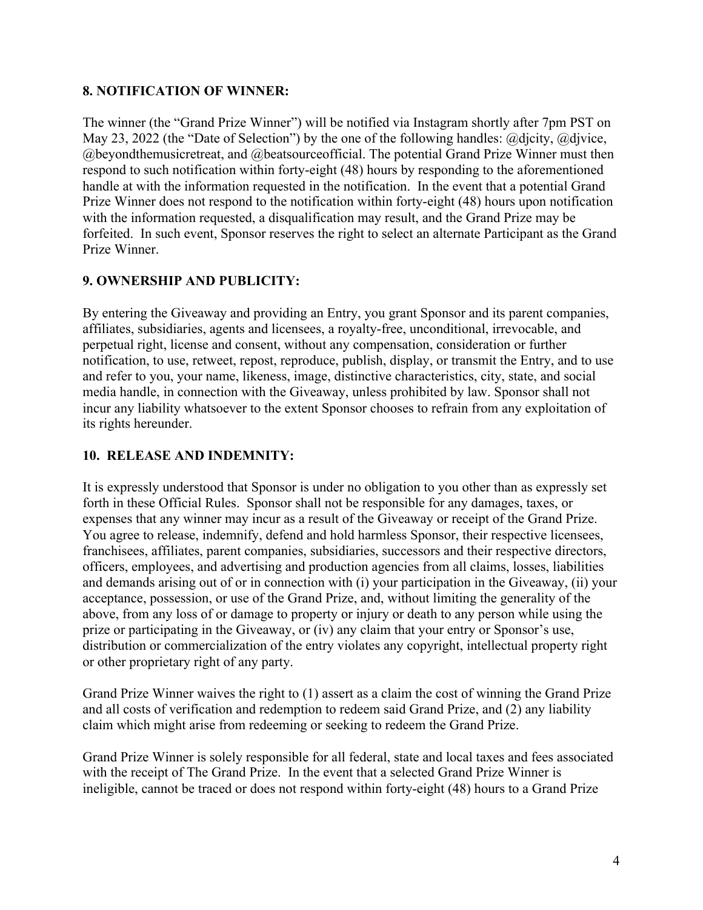**8. NOTIFICATION OF WINNER:**

The winner (the "Grand Prize Winner") will be notified via Instagram shortly after 7pm PST on May 23, 2022 (the "Date of Selection") by the one of the following handles: @djcity, @djvice, @beyondthemusicretreat, and @beatsourceofficial. The potential Grand Prize Winner must then respond to such notification within forty-eight (48) hours by responding to the aforementioned handle at with the information requested in the notification. In the event that a potential Grand Prize Winner does not respond to the notification within forty-eight (48) hours upon notification with the information requested, a disqualification may result, and the Grand Prize may be forfeited. In such event, Sponsor reserves the right to select an alternate Participant as the Grand Prize Winner.

**9. OWNERSHIP AND PUBLICITY:**

By entering the Giveaway and providing an Entry, you grant Sponsor and its parent companies, affiliates, subsidiaries, agents and licensees, a royalty-free, unconditional, irrevocable, and perpetual right, license and consent, without any compensation, consideration or further notification, to use, retweet, repost, reproduce, publish, display, or transmit the Entry, and to use and refer to you, your name, likeness, image, distinctive characteristics, city, state, and social media handle, in connection with the Giveaway, unless prohibited by law. Sponsor shall not incur any liability whatsoever to the extent Sponsor chooses to refrain from any exploitation of its rights hereunder.

**10. RELEASE AND INDEMNITY:**

It is expressly understood that Sponsor is under no obligation to you other than as expressly set forth in these Official Rules. Sponsor shall not be responsible for any damages, taxes, or expenses that any winner may incur as a result of the Giveaway or receipt of the Grand Prize. You agree to release, indemnify, defend and hold harmless Sponsor, their respective licensees, franchisees, affiliates, parent companies, subsidiaries, successors and their respective directors, officers, employees, and advertising and production agencies from all claims, losses, liabilities and demands arising out of or in connection with (i) your participation in the Giveaway, (ii) your acceptance, possession, or use of the Grand Prize, and, without limiting the generality of the above, from any loss of or damage to property or injury or death to any person while using the prize or participating in the Giveaway, or (iv) any claim that your entry or Sponsor's use, distribution or commercialization of the entry violates any copyright, intellectual property right or other proprietary right of any party.

Grand Prize Winner waives the right to (1) assert as a claim the cost of winning the Grand Prize and all costs of verification and redemption to redeem said Grand Prize, and (2) any liability claim which might arise from redeeming or seeking to redeem the Grand Prize.

Grand Prize Winner is solely responsible for all federal, state and local taxes and fees associated with the receipt of The Grand Prize. In the event that a selected Grand Prize Winner is ineligible, cannot be traced or does not respond within forty-eight (48) hours to a Grand Prize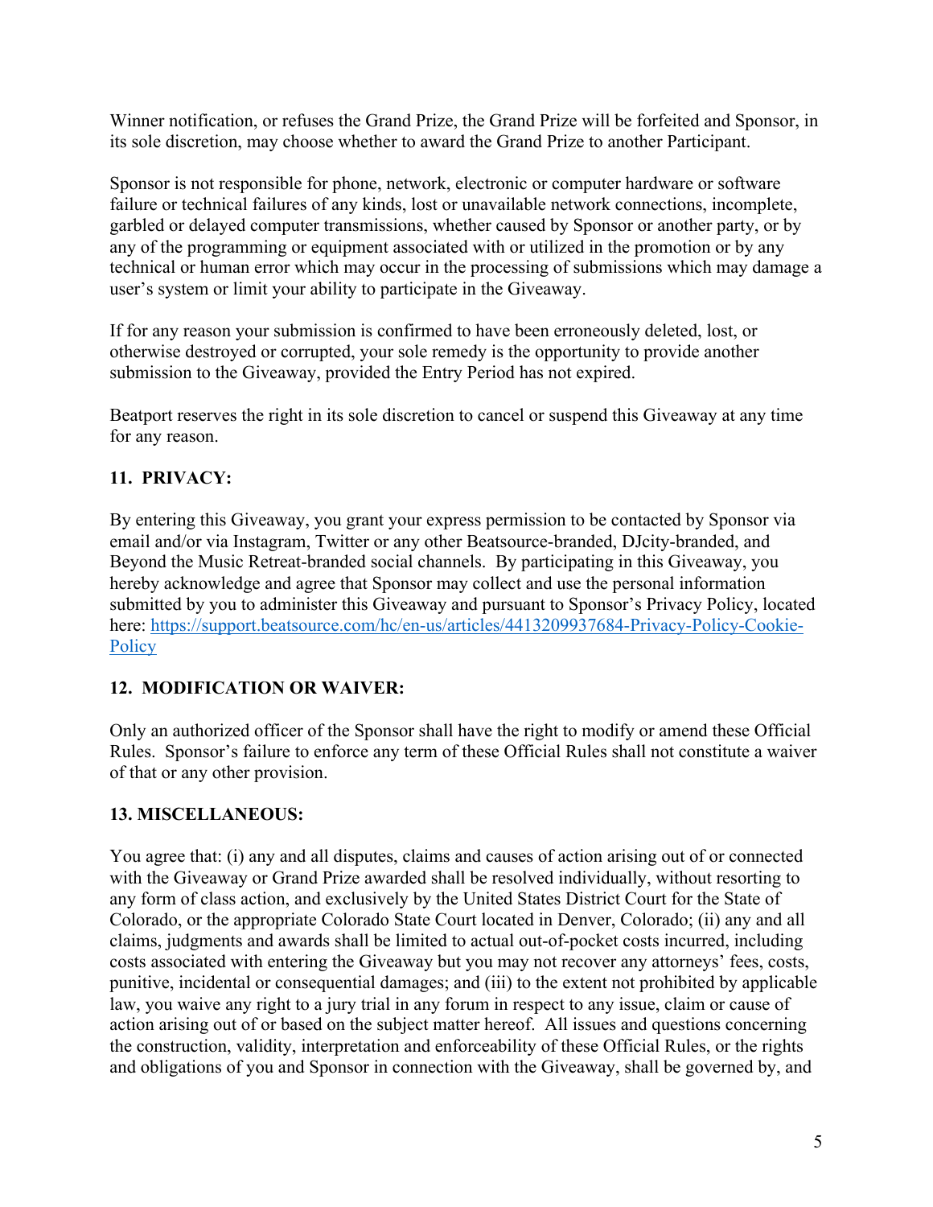Winner notification, or refuses the Grand Prize, the Grand Prize will be forfeited and Sponsor, in its sole discretion, may choose whether to award the Grand Prize to another Participant.

Sponsor is not responsible for phone, network, electronic or computer hardware or software failure or technical failures of any kinds, lost or unavailable network connections, incomplete, garbled or delayed computer transmissions, whether caused by Sponsor or another party, or by any of the programming or equipment associated with or utilized in the promotion or by any technical or human error which may occur in the processing of submissions which may damage a user's system or limit your ability to participate in the Giveaway.

If for any reason your submission is confirmed to have been erroneously deleted, lost, or otherwise destroyed or corrupted, your sole remedy is the opportunity to provide another submission to the Giveaway, provided the Entry Period has not expired.

Beatport reserves the right in its sole discretion to cancel or suspend this Giveaway at any time for any reason.

## 11. PRIVACY:

By entering this Giveaway, you grant your express permission to be contacted by Sponsor via email and/or via Instagram, Twitter or any other Beatsource-branded, DJcity-branded, and Beyond the Music Retreat-branded social channels. By participating in this Giveaway, you hereby acknowledge and agree that Sponsor may collect and use the personal information submitted by you to administer this Giveaway and pursuant to Sponsor's Privacy Policy, located here: [https://support.beatsource.com/hc/en-us/articles/4413209937684-Privacy-Policy-Cookie-Policy](https://support.beatsource.com/hc/en-us/articles/4413209937684-Privacy-Policy-Cookie-Policy)

## 12. MODIFICATION OR WAIVER:

Only an authorized officer of the Sponsor shall have the right to modify or amend these Official Rules. Sponsor's failure to enforce any term of these Official Rules shall not constitute a waiver of that or any other provision.

## 13. MISCELLANEOUS:

You agree that: (i) any and all disputes, claims and causes of action arising out of or connected with the Giveaway or Grand Prize awarded shall be resolved individually, without resorting to any form of class action, and exclusively by the United States District Court for the State of Colorado, or the appropriate Colorado State Court located in Denver, Colorado; (ii) any and all claims, judgments and awards shall be limited to actual out-of-pocket costs incurred, including costs associated with entering the Giveaway but you may not recover any attorneys' fees, costs, punitive, incidental or consequential damages; and (iii) to the extent not prohibited by applicable law, you waive any right to a jury trial in any forum in respect to any issue, claim or cause of action arising out of or based on the subject matter hereof. All issues and questions concerning the construction, validity, interpretation and enforceability of these Official Rules, or the rights and obligations of you and Sponsor in connection with the Giveaway, shall be governed by, and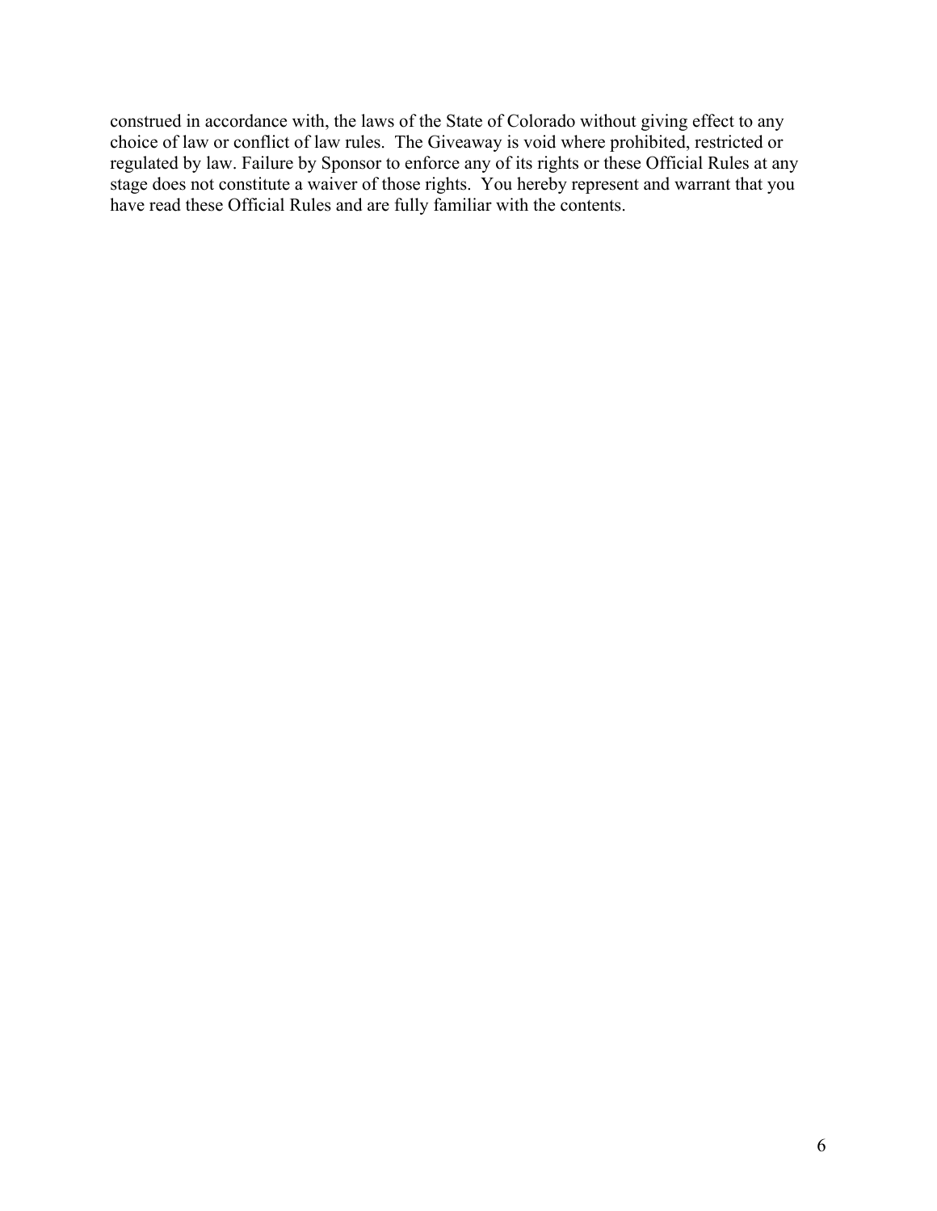construed in accordance with, the laws of the State of Colorado without giving effect to any choice of law or conflict of law rules. The Giveaway is void where prohibited, restricted or regulated by law. Failure by Sponsor to enforce any of its rights or these Official Rules at any stage does not constitute a waiver of those rights. You hereby represent and warrant that you have read these Official Rules and are fully familiar with the contents.